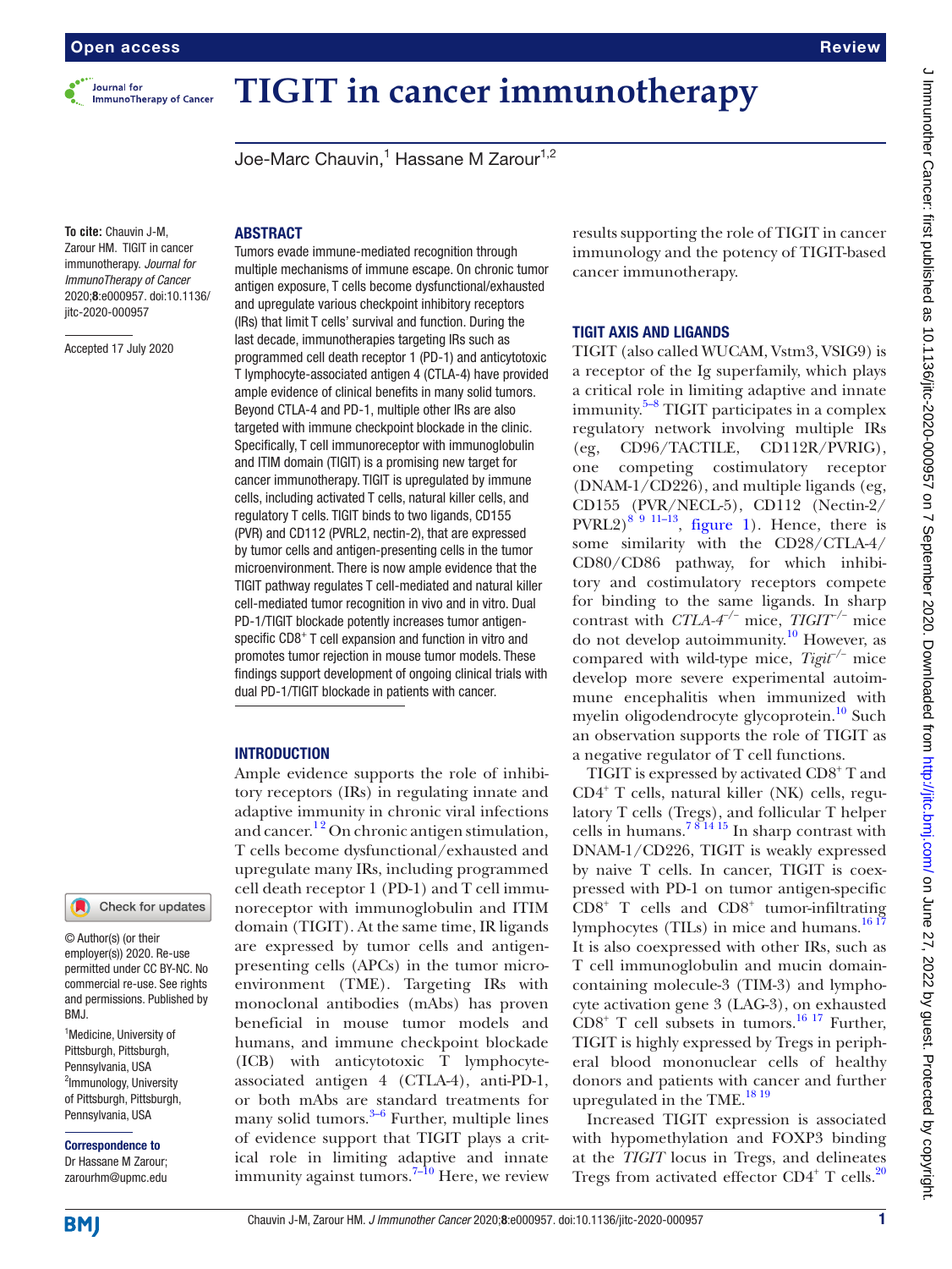# TIGIT in cancer immunotherapy

Joe-Marc Chauvin,[1] Hassane M Zarour[1,2]

**To cite:** Chauvin J-M, Zarour HM. TIGIT in cancer immunotherapy. *Journal for ImmunoTherapy of Cancer* 2020;**8**:e000957. doi:10.1136/jitc-2020-000957

Accepted 17 July 2020

© Author(s) (or their employer(s)) 2020. Re-use permitted under CC BY-NC. No commercial re-use. See rights and permissions. Published by BMJ.

[1]Medicine, University of Pittsburgh, Pittsburgh, Pennsylvania, USA
[2]Immunology, University of Pittsburgh, Pittsburgh, Pennsylvania, USA

**Correspondence to**
Dr Hassane M Zarour; zarourhm@upmc.edu

## ABSTRACT

Tumors evade immune-mediated recognition through multiple mechanisms of immune escape. On chronic tumor antigen exposure, T cells become dysfunctional/exhausted and upregulate various checkpoint inhibitory receptors (IRs) that limit T cells' survival and function. During the last decade, immunotherapies targeting IRs such as programmed cell death receptor 1 (PD-1) and anticytotoxic T lymphocyte-associated antigen 4 (CTLA-4) have provided ample evidence of clinical benefits in many solid tumors. Beyond CTLA-4 and PD-1, multiple other IRs are also targeted with immune checkpoint blockade in the clinic. Specifically, T cell immunoreceptor with immunoglobulin and ITIM domain (TIGIT) is a promising new target for cancer immunotherapy. TIGIT is upregulated by immune cells, including activated T cells, natural killer cells, and regulatory T cells. TIGIT binds to two ligands, CD155 (PVR) and CD112 (PVRL2, nectin-2), that are expressed by tumor cells and antigen-presenting cells in the tumor microenvironment. There is now ample evidence that the TIGIT pathway regulates T cell-mediated and natural killer cell-mediated tumor recognition in vivo and in vitro. Dual PD-1/TIGIT blockade potently increases tumor antigen-specific CD8$^+$ T cell expansion and function in vitro and promotes tumor rejection in mouse tumor models. These findings support development of ongoing clinical trials with dual PD-1/TIGIT blockade in patients with cancer.

## INTRODUCTION

Ample evidence supports the role of inhibitory receptors (IRs) in regulating innate and adaptive immunity in chronic viral infections and cancer.[1,2] On chronic antigen stimulation, T cells become dysfunctional/exhausted and upregulate many IRs, including programmed cell death receptor 1 (PD-1) and T cell immunoreceptor with immunoglobulin and ITIM domain (TIGIT). At the same time, IR ligands are expressed by tumor cells and antigen-presenting cells (APCs) in the tumor microenvironment (TME). Targeting IRs with monoclonal antibodies (mAbs) has proven beneficial in mouse tumor models and humans, and immune checkpoint blockade (ICB) with anticytotoxic T lymphocyte-associated antigen 4 (CTLA-4), anti-PD-1, or both mAbs are standard treatments for many solid tumors.[3–6] Further, multiple lines of evidence support that TIGIT plays a critical role in limiting adaptive and innate immunity against tumors.[7–10] Here, we review results supporting the role of TIGIT in cancer immunology and the potency of TIGIT-based cancer immunotherapy.

## TIGIT AXIS AND LIGANDS

TIGIT (also called WUCAM, Vstm3, VSIG9) is a receptor of the Ig superfamily, which plays a critical role in limiting adaptive and innate immunity.[5–8] TIGIT participates in a complex regulatory network involving multiple IRs (eg, CD96/TACTILE, CD112R/PVRIG), one competing costimulatory receptor (DNAM-1/CD226), and multiple ligands (eg, CD155 (PVR/NECL-5), CD112 (Nectin-2/PVRL2)[8 9 11–13], figure 1). Hence, there is some similarity with the CD28/CTLA-4/CD80/CD86 pathway, for which inhibitory and costimulatory receptors compete for binding to the same ligands. In sharp contrast with *CTLA-4$^{-/-}$* mice, *TIGIT$^{-/-}$* mice do not develop autoimmunity.[10] However, as compared with wild-type mice, *Tigit$^{-/-}$* mice develop more severe experimental autoimmune encephalitis when immunized with myelin oligodendrocyte glycoprotein.[10] Such an observation supports the role of TIGIT as a negative regulator of T cell functions.

TIGIT is expressed by activated CD8$^+$ T and CD4$^+$ T cells, natural killer (NK) cells, regulatory T cells (Tregs), and follicular T helper cells in humans.[7 8 14 15] In sharp contrast with DNAM-1/CD226, TIGIT is weakly expressed by naive T cells. In cancer, TIGIT is coexpressed with PD-1 on tumor antigen-specific CD8$^+$ T cells and CD8$^+$ tumor-infiltrating lymphocytes (TILs) in mice and humans.[16 17] It is also coexpressed with other IRs, such as T cell immunoglobulin and mucin domain-containing molecule-3 (TIM-3) and lymphocyte activation gene 3 (LAG-3), on exhausted CD8$^+$ T cell subsets in tumors.[16 17] Further, TIGIT is highly expressed by Tregs in peripheral blood mononuclear cells of healthy donors and patients with cancer and further upregulated in the TME.[18 19]

Increased TIGIT expression is associated with hypomethylation and FOXP3 binding at the *TIGIT* locus in Tregs, and delineates Tregs from activated effector CD4$^+$ T cells.[20]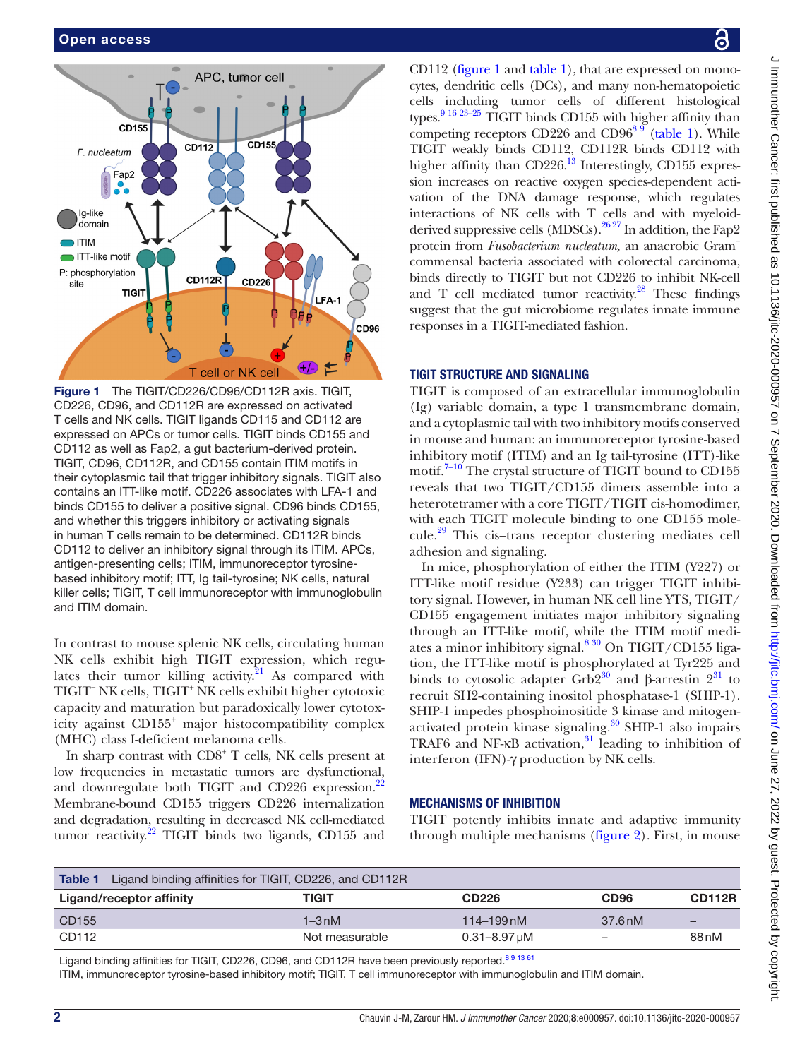Figure 1 The TIGIT/CD226/CD96/CD112R axis. TIGIT, CD226, CD96, and CD112R are expressed on activated T cells and NK cells. TIGIT ligands CD115 and CD112 are expressed on APCs or tumor cells. TIGIT binds CD155 and CD112 as well as Fap2, a gut bacterium-derived protein. TIGIT, CD96, CD112R, and CD155 contain ITIM motifs in their cytoplasmic tail that trigger inhibitory signals. TIGIT also contains an ITT-like motif. CD226 associates with LFA-1 and binds CD155 to deliver a positive signal. CD96 binds CD155, and whether this triggers inhibitory or activating signals in human T cells remain to be determined. CD112R binds CD112 to deliver an inhibitory signal through its ITIM. APCs, antigen-presenting cells; ITIM, immunoreceptor tyrosine-based inhibitory motif; ITT, Ig tail-tyrosine; NK cells, natural killer cells; TIGIT, T cell immunoreceptor with immunoglobulin and ITIM domain.

In contrast to mouse splenic NK cells, circulating human NK cells exhibit high TIGIT expression, which regulates their tumor killing activity.[21] As compared with TIGIT⁻ NK cells, TIGIT⁺ NK cells exhibit higher cytotoxic capacity and maturation but paradoxically lower cytotoxicity against CD155⁺ major histocompatibility complex (MHC) class I-deficient melanoma cells.

In sharp contrast with CD8⁺ T cells, NK cells present at low frequencies in metastatic tumors are dysfunctional, and downregulate both TIGIT and CD226 expression.[22] Membrane-bound CD155 triggers CD226 internalization and degradation, resulting in decreased NK cell-mediated tumor reactivity.[22] TIGIT binds two ligands, CD155 and CD112 (figure 1 and table 1), that are expressed on monocytes, dendritic cells (DCs), and many non-hematopoietic cells including tumor cells of different histological types.[9 16 23–25] TIGIT binds CD155 with higher affinity than competing receptors CD226 and CD96[8 9] (table 1). While TIGIT weakly binds CD112, CD112R binds CD112 with higher affinity than CD226.[13] Interestingly, CD155 expression increases on reactive oxygen species-dependent activation of the DNA damage response, which regulates interactions of NK cells with T cells and with myeloid-derived suppressive cells (MDSCs).[26 27] In addition, the Fap2 protein from *Fusobacterium nucleatum*, an anaerobic Gram⁻ commensal bacteria associated with colorectal carcinoma, binds directly to TIGIT but not CD226 to inhibit NK-cell and T cell mediated tumor reactivity.[28] These findings suggest that the gut microbiome regulates innate immune responses in a TIGIT-mediated fashion.

## TIGIT STRUCTURE AND SIGNALING

TIGIT is composed of an extracellular immunoglobulin (Ig) variable domain, a type 1 transmembrane domain, and a cytoplasmic tail with two inhibitory motifs conserved in mouse and human: an immunoreceptor tyrosine-based inhibitory motif (ITIM) and an Ig tail-tyrosine (ITT)-like motif.[7–10] The crystal structure of TIGIT bound to CD155 reveals that two TIGIT/CD155 dimers assemble into a heterotetramer with a core TIGIT/TIGIT cis-homodimer, with each TIGIT molecule binding to one CD155 molecule.[29] This cis–trans receptor clustering mediates cell adhesion and signaling.

In mice, phosphorylation of either the ITIM (Y227) or ITT-like motif residue (Y233) can trigger TIGIT inhibitory signal. However, in human NK cell line YTS, TIGIT/CD155 engagement initiates major inhibitory signaling through an ITT-like motif, while the ITIM motif mediates a minor inhibitory signal.[8 30] On TIGIT/CD155 ligation, the ITT-like motif is phosphorylated at Tyr225 and binds to cytosolic adapter Grb2[30] and β-arrestin 2[31] to recruit SH2-containing inositol phosphatase-1 (SHIP-1). SHIP-1 impedes phosphoinositide 3 kinase and mitogen-activated protein kinase signaling.[30] SHIP-1 also impairs TRAF6 and NF-κB activation,[31] leading to inhibition of interferon (IFN)-γ production by NK cells.

## MECHANISMS OF INHIBITION

TIGIT potently inhibits innate and adaptive immunity through multiple mechanisms (figure 2). First, in mouse

Table 1 Ligand binding affinities for TIGIT, CD226, and CD112R

| Ligand/receptor affinity | TIGIT | CD226 | CD96 | CD112R |
|---|---|---|---|---|
| CD155 | 1–3 nM | 114–199 nM | 37.6 nM | – |
| CD112 | Not measurable | 0.31–8.97 µM | – | 88 nM |

Ligand binding affinities for TIGIT, CD226, CD96, and CD112R have been previously reported.[8 9 13 61]
ITIM, immunoreceptor tyrosine-based inhibitory motif; TIGIT, T cell immunoreceptor with immunoglobulin and ITIM domain.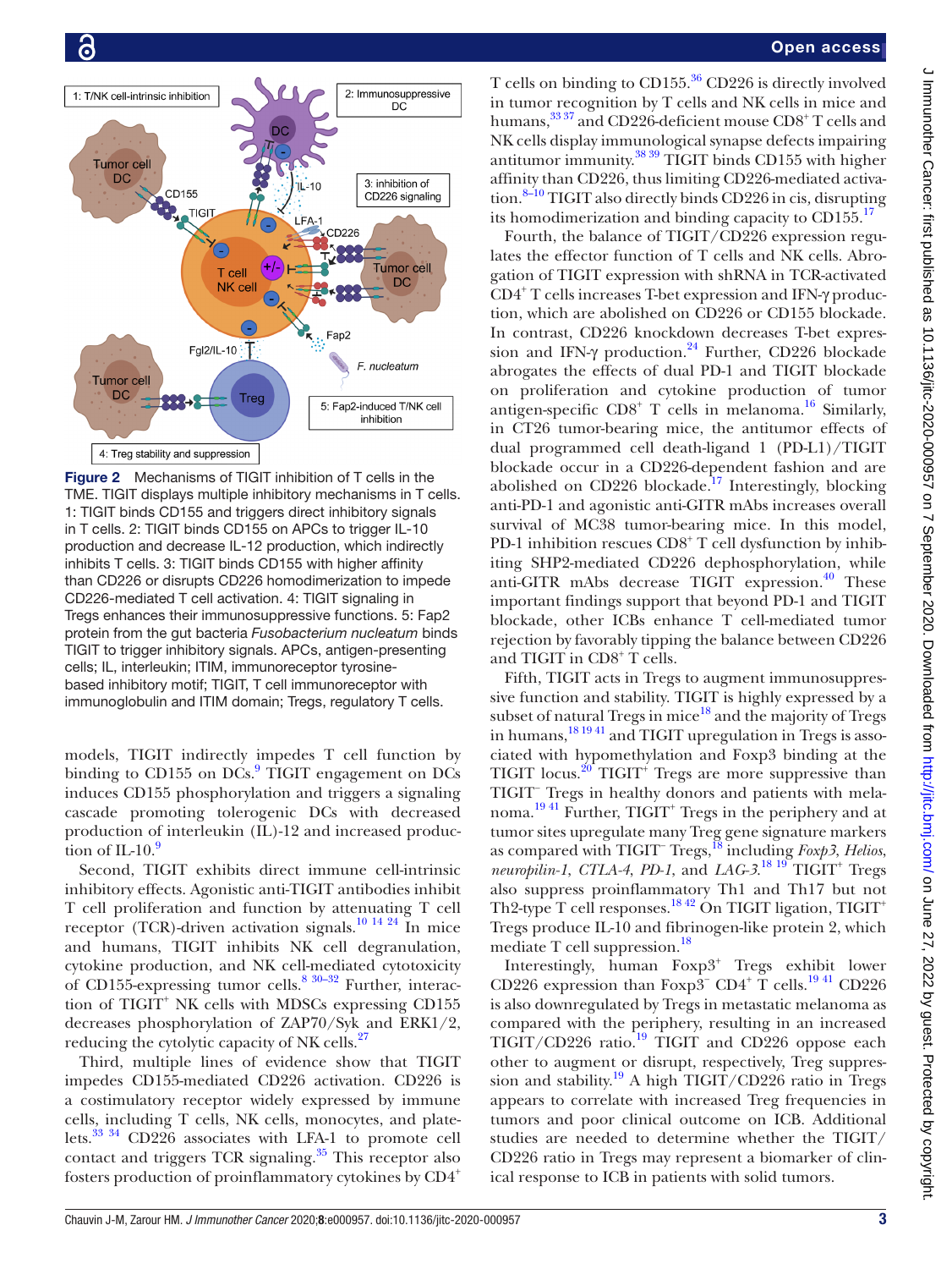Figure 2 Mechanisms of TIGIT inhibition of T cells in the TME. TIGIT displays multiple inhibitory mechanisms in T cells. 1: TIGIT binds CD155 and triggers direct inhibitory signals in T cells. 2: TIGIT binds CD155 on APCs to trigger IL-10 production and decrease IL-12 production, which indirectly inhibits T cells. 3: TIGIT binds CD155 with higher affinity than CD226 or disrupts CD226 homodimerization to impede CD226-mediated T cell activation. 4: TIGIT signaling in Tregs enhances their immunosuppressive functions. 5: Fap2 protein from the gut bacteria *Fusobacterium nucleatum* binds TIGIT to trigger inhibitory signals. APCs, antigen-presenting cells; IL, interleukin; ITIM, immunoreceptor tyrosine-based inhibitory motif; TIGIT, T cell immunoreceptor with immunoglobulin and ITIM domain; Tregs, regulatory T cells.

models, TIGIT indirectly impedes T cell function by binding to CD155 on DCs.[9] TIGIT engagement on DCs induces CD155 phosphorylation and triggers a signaling cascade promoting tolerogenic DCs with decreased production of interleukin (IL)-12 and increased production of IL-10.[9]

Second, TIGIT exhibits direct immune cell-intrinsic inhibitory effects. Agonistic anti-TIGIT antibodies inhibit T cell proliferation and function by attenuating T cell receptor (TCR)-driven activation signals.[10 14 24] In mice and humans, TIGIT inhibits NK cell degranulation, cytokine production, and NK cell-mediated cytotoxicity of CD155-expressing tumor cells.[8 30–32] Further, interaction of TIGIT$^+$ NK cells with MDSCs expressing CD155 decreases phosphorylation of ZAP70/Syk and ERK1/2, reducing the cytolytic capacity of NK cells.[27]

Third, multiple lines of evidence show that TIGIT impedes CD155-mediated CD226 activation. CD226 is a costimulatory receptor widely expressed by immune cells, including T cells, NK cells, monocytes, and platelets.[33 34] CD226 associates with LFA-1 to promote cell contact and triggers TCR signaling.[35] This receptor also fosters production of proinflammatory cytokines by CD4$^+$ T cells on binding to CD155.[36] CD226 is directly involved in tumor recognition by T cells and NK cells in mice and humans,[33 37] and CD226-deficient mouse CD8$^+$ T cells and NK cells display immunological synapse defects impairing antitumor immunity.[38 39] TIGIT binds CD155 with higher affinity than CD226, thus limiting CD226-mediated activation.[8–10] TIGIT also directly binds CD226 in cis, disrupting its homodimerization and binding capacity to CD155.[17]

Fourth, the balance of TIGIT/CD226 expression regulates the effector function of T cells and NK cells. Abrogation of TIGIT expression with shRNA in TCR-activated CD4$^+$ T cells increases T-bet expression and IFN-γ production, which are abolished on CD226 or CD155 blockade. In contrast, CD226 knockdown decreases T-bet expression and IFN-γ production.[24] Further, CD226 blockade abrogates the effects of dual PD-1 and TIGIT blockade on proliferation and cytokine production of tumor antigen-specific CD8$^+$ T cells in melanoma.[16] Similarly, in CT26 tumor-bearing mice, the antitumor effects of dual programmed cell death-ligand 1 (PD-L1)/TIGIT blockade occur in a CD226-dependent fashion and are abolished on CD226 blockade.[17] Interestingly, blocking anti-PD-1 and agonistic anti-GITR mAbs increases overall survival of MC38 tumor-bearing mice. In this model, PD-1 inhibition rescues CD8$^+$ T cell dysfunction by inhibiting SHP2-mediated CD226 dephosphorylation, while anti-GITR mAbs decrease TIGIT expression.[40] These important findings support that beyond PD-1 and TIGIT blockade, other ICBs enhance T cell-mediated tumor rejection by favorably tipping the balance between CD226 and TIGIT in CD8$^+$ T cells.

Fifth, TIGIT acts in Tregs to augment immunosuppressive function and stability. TIGIT is highly expressed by a subset of natural Tregs in mice[18] and the majority of Tregs in humans,[18 19 41] and TIGIT upregulation in Tregs is associated with hypomethylation and Foxp3 binding at the TIGIT locus.[20] TIGIT$^+$ Tregs are more suppressive than TIGIT$^-$ Tregs in healthy donors and patients with melanoma.[19 41] Further, TIGIT$^+$ Tregs in the periphery and at tumor sites upregulate many Treg gene signature markers as compared with TIGIT$^-$ Tregs,[18] including *Foxp3*, *Helios*, *neuropilin-1*, *CTLA-4*, *PD-1*, and *LAG-3*.[18 19] TIGIT$^+$ Tregs also suppress proinflammatory Th1 and Th17 but not Th2-type T cell responses.[18 42] On TIGIT ligation, TIGIT$^+$ Tregs produce IL-10 and fibrinogen-like protein 2, which mediate T cell suppression.[18]

Interestingly, human Foxp3$^+$ Tregs exhibit lower CD226 expression than Foxp3$^-$ CD4$^+$ T cells.[19 41] CD226 is also downregulated by Tregs in metastatic melanoma as compared with the periphery, resulting in an increased TIGIT/CD226 ratio.[19] TIGIT and CD226 oppose each other to augment or disrupt, respectively, Treg suppression and stability.[19] A high TIGIT/CD226 ratio in Tregs appears to correlate with increased Treg frequencies in tumors and poor clinical outcome on ICB. Additional studies are needed to determine whether the TIGIT/CD226 ratio in Tregs may represent a biomarker of clinical response to ICB in patients with solid tumors.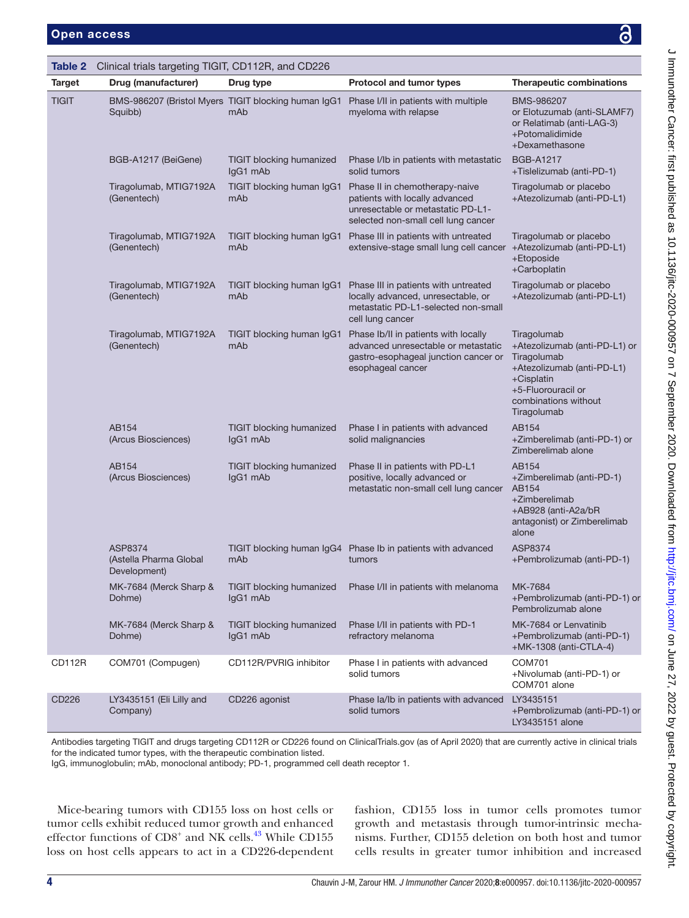**Table 2** Clinical trials targeting TIGIT, CD112R, and CD226

| Target | Drug (manufacturer) | Drug type | Protocol and tumor types | Therapeutic combinations |
|---|---|---|---|---|
| TIGIT | BMS-986207 (Bristol Myers Squibb) | TIGIT blocking human IgG1 mAb | Phase I/II in patients with multiple myeloma with relapse | BMS-986207 or Elotuzumab (anti-SLAMF7) or Relatimab (anti-LAG-3) +Potomalidimide +Dexamethasone |
| | BGB-A1217 (BeiGene) | TIGIT blocking humanized IgG1 mAb | Phase I/Ib in patients with metastatic solid tumors | BGB-A1217 +Tislelizumab (anti-PD-1) |
| | Tiragolumab, MTIG7192A (Genentech) | TIGIT blocking human IgG1 mAb | Phase II in chemotherapy-naive patients with locally advanced unresectable or metastatic PD-L1-selected non-small cell lung cancer | Tiragolumab or placebo +Atezolizumab (anti-PD-L1) |
| | Tiragolumab, MTIG7192A (Genentech) | TIGIT blocking human IgG1 mAb | Phase III in patients with untreated extensive-stage small lung cell cancer | Tiragolumab or placebo +Atezolizumab (anti-PD-L1) +Etoposide +Carboplatin |
| | Tiragolumab, MTIG7192A (Genentech) | TIGIT blocking human IgG1 mAb | Phase III in patients with untreated locally advanced, unresectable, or metastatic PD-L1-selected non-small cell lung cancer | Tiragolumab or placebo +Atezolizumab (anti-PD-L1) |
| | Tiragolumab, MTIG7192A (Genentech) | TIGIT blocking human IgG1 mAb | Phase Ib/II in patients with locally advanced unresectable or metastatic gastro-esophageal junction cancer or esophageal cancer | Tiragolumab +Atezolizumab (anti-PD-L1) or Tiragolumab +Atezolizumab (anti-PD-L1) +Cisplatin +5-Fluorouracil or combinations without Tiragolumab |
| | AB154 (Arcus Biosciences) | TIGIT blocking humanized IgG1 mAb | Phase I in patients with advanced solid malignancies | AB154 +Zimberelimab (anti-PD-1) or Zimberelimab alone |
| | AB154 (Arcus Biosciences) | TIGIT blocking humanized IgG1 mAb | Phase II in patients with PD-L1 positive, locally advanced or metastatic non-small cell lung cancer | AB154 +Zimberelimab (anti-PD-1) AB154 +Zimberelimab +AB928 (anti-A2a/bR antagonist) or Zimberelimab alone |
| | ASP8374 (Astella Pharma Global Development) | TIGIT blocking human IgG4 mAb | Phase Ib in patients with advanced tumors | ASP8374 +Pembrolizumab (anti-PD-1) |
| | MK-7684 (Merck Sharp & Dohme) | TIGIT blocking humanized IgG1 mAb | Phase I/II in patients with melanoma | MK-7684 +Pembrolizumab (anti-PD-1) or Pembrolizumab alone |
| | MK-7684 (Merck Sharp & Dohme) | TIGIT blocking humanized IgG1 mAb | Phase I/II in patients with PD-1 refractory melanoma | MK-7684 or Lenvatinib +Pembrolizumab (anti-PD-1) +MK-1308 (anti-CTLA-4) |
| CD112R | COM701 (Compugen) | CD112R/PVRIG inhibitor | Phase I in patients with advanced solid tumors | COM701 +Nivolumab (anti-PD-1) or COM701 alone |
| CD226 | LY3435151 (Eli Lilly and Company) | CD226 agonist | Phase Ia/Ib in patients with advanced solid tumors | LY3435151 +Pembrolizumab (anti-PD-1) or LY3435151 alone |

Antibodies targeting TIGIT and drugs targeting CD112R or CD226 found on ClinicalTrials.gov (as of April 2020) that are currently active in clinical trials for the indicated tumor types, with the therapeutic combination listed.
IgG, immunoglobulin; mAb, monoclonal antibody; PD-1, programmed cell death receptor 1.

Mice-bearing tumors with CD155 loss on host cells or tumor cells exhibit reduced tumor growth and enhanced effector functions of CD8$^+$ and NK cells.[43] While CD155 loss on host cells appears to act in a CD226-dependent fashion, CD155 loss in tumor cells promotes tumor growth and metastasis through tumor-intrinsic mechanisms. Further, CD155 deletion on both host and tumor cells results in greater tumor inhibition and increased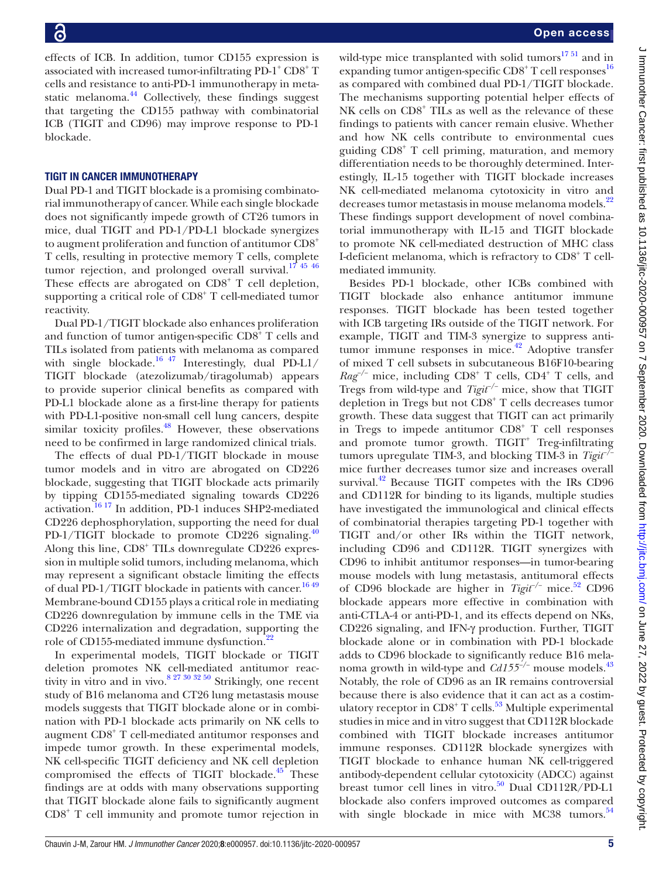effects of ICB. In addition, tumor CD155 expression is associated with increased tumor-infiltrating PD-1$^+$ CD8$^+$ T cells and resistance to anti-PD-1 immunotherapy in metastatic melanoma.[44] Collectively, these findings suggest that targeting the CD155 pathway with combinatorial ICB (TIGIT and CD96) may improve response to PD-1 blockade.

## TIGIT IN CANCER IMMUNOTHERAPY

Dual PD-1 and TIGIT blockade is a promising combinatorial immunotherapy of cancer. While each single blockade does not significantly impede growth of CT26 tumors in mice, dual TIGIT and PD-1/PD-L1 blockade synergizes to augment proliferation and function of antitumor CD8$^+$ T cells, resulting in protective memory T cells, complete tumor rejection, and prolonged overall survival.[17 45 46] These effects are abrogated on CD8$^+$ T cell depletion, supporting a critical role of CD8$^+$ T cell-mediated tumor reactivity.

Dual PD-1/TIGIT blockade also enhances proliferation and function of tumor antigen-specific CD8$^+$ T cells and TILs isolated from patients with melanoma as compared with single blockade.[16 47] Interestingly, dual PD-L1/TIGIT blockade (atezolizumab/tiragolumab) appears to provide superior clinical benefits as compared with PD-L1 blockade alone as a first-line therapy for patients with PD-L1-positive non-small cell lung cancers, despite similar toxicity profiles.[48] However, these observations need to be confirmed in large randomized clinical trials.

The effects of dual PD-1/TIGIT blockade in mouse tumor models and in vitro are abrogated on CD226 blockade, suggesting that TIGIT blockade acts primarily by tipping CD155-mediated signaling towards CD226 activation.[16 17] In addition, PD-1 induces SHP2-mediated CD226 dephosphorylation, supporting the need for dual PD-1/TIGIT blockade to promote CD226 signaling.[40] Along this line, CD8$^+$ TILs downregulate CD226 expression in multiple solid tumors, including melanoma, which may represent a significant obstacle limiting the effects of dual PD-1/TIGIT blockade in patients with cancer.[16 49] Membrane-bound CD155 plays a critical role in mediating CD226 downregulation by immune cells in the TME via CD226 internalization and degradation, supporting the role of CD155-mediated immune dysfunction.[22]

In experimental models, TIGIT blockade or TIGIT deletion promotes NK cell-mediated antitumor reactivity in vitro and in vivo.[8 27 30 32 50] Strikingly, one recent study of B16 melanoma and CT26 lung metastasis mouse models suggests that TIGIT blockade alone or in combination with PD-1 blockade acts primarily on NK cells to augment CD8$^+$ T cell-mediated antitumor responses and impede tumor growth. In these experimental models, NK cell-specific TIGIT deficiency and NK cell depletion compromised the effects of TIGIT blockade.[45] These findings are at odds with many observations supporting that TIGIT blockade alone fails to significantly augment CD8$^+$ T cell immunity and promote tumor rejection in wild-type mice transplanted with solid tumors[17 51] and in expanding tumor antigen-specific CD8$^+$ T cell responses[16] as compared with combined dual PD-1/TIGIT blockade. The mechanisms supporting potential helper effects of NK cells on CD8$^+$ TILs as well as the relevance of these findings to patients with cancer remain elusive. Whether and how NK cells contribute to environmental cues guiding CD8$^+$ T cell priming, maturation, and memory differentiation needs to be thoroughly determined. Interestingly, IL-15 together with TIGIT blockade increases NK cell-mediated melanoma cytotoxicity in vitro and decreases tumor metastasis in mouse melanoma models.[22] These findings support development of novel combinatorial immunotherapy with IL-15 and TIGIT blockade to promote NK cell-mediated destruction of MHC class I-deficient melanoma, which is refractory to CD8$^+$ T cell-mediated immunity.

Besides PD-1 blockade, other ICBs combined with TIGIT blockade also enhance antitumor immune responses. TIGIT blockade has been tested together with ICB targeting IRs outside of the TIGIT network. For example, TIGIT and TIM-3 synergize to suppress antitumor immune responses in mice.[42] Adoptive transfer of mixed T cell subsets in subcutaneous B16F10-bearing *Rag*$^{-/-}$ mice, including CD8$^+$ T cells, CD4$^+$ T cells, and Tregs from wild-type and *Tigit*$^{-/-}$ mice, show that TIGIT depletion in Tregs but not CD8$^+$ T cells decreases tumor growth. These data suggest that TIGIT can act primarily in Tregs to impede antitumor CD8$^+$ T cell responses and promote tumor growth. TIGIT$^+$ Treg-infiltrating tumors upregulate TIM-3, and blocking TIM-3 in *Tigit*$^{-/-}$ mice further decreases tumor size and increases overall survival.[42] Because TIGIT competes with the IRs CD96 and CD112R for binding to its ligands, multiple studies have investigated the immunological and clinical effects of combinatorial therapies targeting PD-1 together with TIGIT and/or other IRs within the TIGIT network, including CD96 and CD112R. TIGIT synergizes with CD96 to inhibit antitumor responses—in tumor-bearing mouse models with lung metastasis, antitumoral effects of CD96 blockade are higher in *Tigit*$^{-/-}$ mice.[52] CD96 blockade appears more effective in combination with anti-CTLA-4 or anti-PD-1, and its effects depend on NKs, CD226 signaling, and IFN-γ production. Further, TIGIT blockade alone or in combination with PD-1 blockade adds to CD96 blockade to significantly reduce B16 melanoma growth in wild-type and *Cd155*$^{-/-}$ mouse models.[43] Notably, the role of CD96 as an IR remains controversial because there is also evidence that it can act as a costimulatory receptor in CD8$^+$ T cells.[53] Multiple experimental studies in mice and in vitro suggest that CD112R blockade combined with TIGIT blockade increases antitumor immune responses. CD112R blockade synergizes with TIGIT blockade to enhance human NK cell-triggered antibody-dependent cellular cytotoxicity (ADCC) against breast tumor cell lines in vitro.[50] Dual CD112R/PD-L1 blockade also confers improved outcomes as compared with single blockade in mice with MC38 tumors.[54]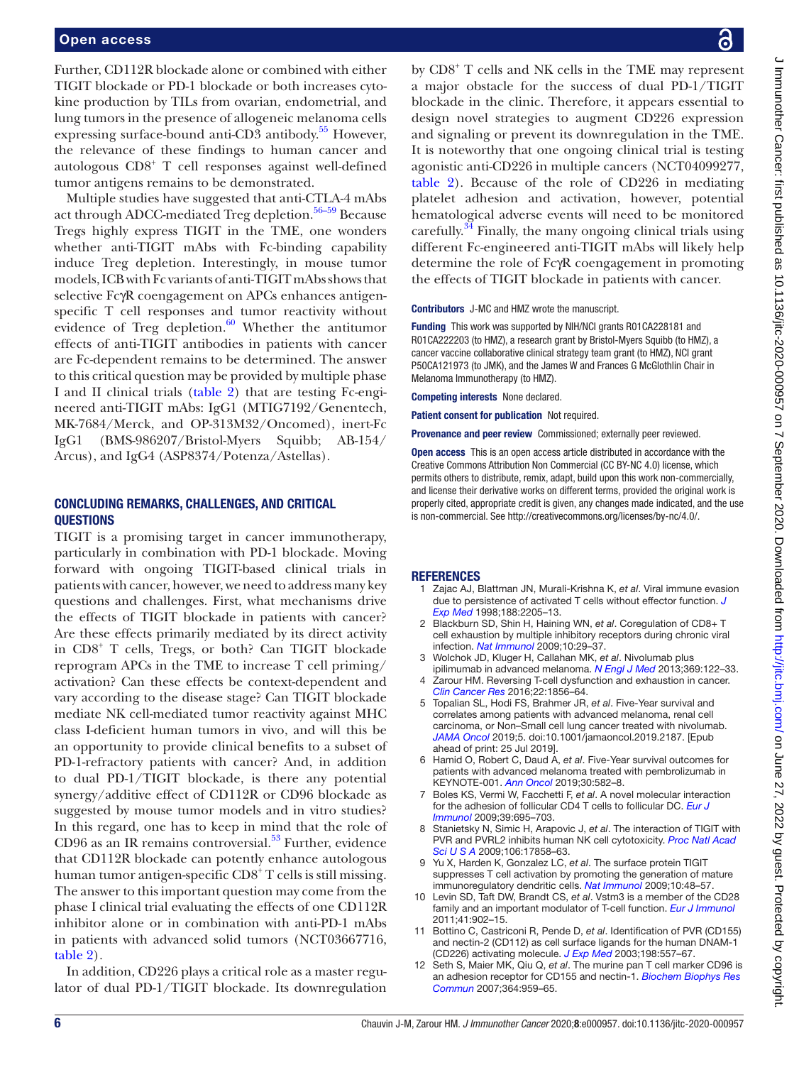Further, CD112R blockade alone or combined with either TIGIT blockade or PD-1 blockade or both increases cytokine production by TILs from ovarian, endometrial, and lung tumors in the presence of allogeneic melanoma cells expressing surface-bound anti-CD3 antibody.[55] However, the relevance of these findings to human cancer and autologous CD8$^+$ T cell responses against well-defined tumor antigens remains to be demonstrated.

Multiple studies have suggested that anti-CTLA-4 mAbs act through ADCC-mediated Treg depletion.[56–59] Because Tregs highly express TIGIT in the TME, one wonders whether anti-TIGIT mAbs with Fc-binding capability induce Treg depletion. Interestingly, in mouse tumor models, ICB with Fc variants of anti-TIGIT mAbs shows that selective FcγR coengagement on APCs enhances antigen-specific T cell responses and tumor reactivity without evidence of Treg depletion.[60] Whether the antitumor effects of anti-TIGIT antibodies in patients with cancer are Fc-dependent remains to be determined. The answer to this critical question may be provided by multiple phase I and II clinical trials (table 2) that are testing Fc-engineered anti-TIGIT mAbs: IgG1 (MTIG7192/Genentech, MK-7684/Merck, and OP-313M32/Oncomed), inert-Fc IgG1 (BMS-986207/Bristol-Myers Squibb; AB-154/Arcus), and IgG4 (ASP8374/Potenza/Astellas).

## CONCLUDING REMARKS, CHALLENGES, AND CRITICAL QUESTIONS

TIGIT is a promising target in cancer immunotherapy, particularly in combination with PD-1 blockade. Moving forward with ongoing TIGIT-based clinical trials in patients with cancer, however, we need to address many key questions and challenges. First, what mechanisms drive the effects of TIGIT blockade in patients with cancer? Are these effects primarily mediated by its direct activity in CD8$^+$ T cells, Tregs, or both? Can TIGIT blockade reprogram APCs in the TME to increase T cell priming/activation? Can these effects be context-dependent and vary according to the disease stage? Can TIGIT blockade mediate NK cell-mediated tumor reactivity against MHC class I-deficient human tumors in vivo, and will this be an opportunity to provide clinical benefits to a subset of PD-1-refractory patients with cancer? And, in addition to dual PD-1/TIGIT blockade, is there any potential synergy/additive effect of CD112R or CD96 blockade as suggested by mouse tumor models and in vitro studies? In this regard, one has to keep in mind that the role of CD96 as an IR remains controversial.[53] Further, evidence that CD112R blockade can potently enhance autologous human tumor antigen-specific CD8$^+$ T cells is still missing. The answer to this important question may come from the phase I clinical trial evaluating the effects of one CD112R inhibitor alone or in combination with anti-PD-1 mAbs in patients with advanced solid tumors (NCT03667716, table 2).

In addition, CD226 plays a critical role as a master regulator of dual PD-1/TIGIT blockade. Its downregulation by CD8$^+$ T cells and NK cells in the TME may represent a major obstacle for the success of dual PD-1/TIGIT blockade in the clinic. Therefore, it appears essential to design novel strategies to augment CD226 expression and signaling or prevent its downregulation in the TME. It is noteworthy that one ongoing clinical trial is testing agonistic anti-CD226 in multiple cancers (NCT04099277, table 2). Because of the role of CD226 in mediating platelet adhesion and activation, however, potential hematological adverse events will need to be monitored carefully.[34] Finally, the many ongoing clinical trials using different Fc-engineered anti-TIGIT mAbs will likely help determine the role of FcγR coengagement in promoting the effects of TIGIT blockade in patients with cancer.

**Contributors** J-MC and HMZ wrote the manuscript.

**Funding** This work was supported by NIH/NCI grants R01CA228181 and R01CA222203 (to HMZ), a research grant by Bristol-Myers Squibb (to HMZ), a cancer vaccine collaborative clinical strategy team grant (to HMZ), NCI grant P50CA121973 (to JMK), and the James W and Frances G McGlothlin Chair in Melanoma Immunotherapy (to HMZ).

**Competing interests** None declared.

**Patient consent for publication** Not required.

**Provenance and peer review** Commissioned; externally peer reviewed.

**Open access** This is an open access article distributed in accordance with the Creative Commons Attribution Non Commercial (CC BY-NC 4.0) license, which permits others to distribute, remix, adapt, build upon this work non-commercially, and license their derivative works on different terms, provided the original work is properly cited, appropriate credit is given, any changes made indicated, and the use is non-commercial. See http://creativecommons.org/licenses/by-nc/4.0/.

## REFERENCES

1. Zajac AJ, Blattman JN, Murali-Krishna K, *et al*. Viral immune evasion due to persistence of activated T cells without effector function. *J Exp Med* 1998;188:2205–13.
2. Blackburn SD, Shin H, Haining WN, *et al*. Coregulation of CD8+ T cell exhaustion by multiple inhibitory receptors during chronic viral infection. *Nat Immunol* 2009;10:29–37.
3. Wolchok JD, Kluger H, Callahan MK, *et al*. Nivolumab plus ipilimumab in advanced melanoma. *N Engl J Med* 2013;369:122–33.
4. Zarour HM. Reversing T-cell dysfunction and exhaustion in cancer. *Clin Cancer Res* 2016;22:1856–64.
5. Topalian SL, Hodi FS, Brahmer JR, *et al*. Five-Year survival and correlates among patients with advanced melanoma, renal cell carcinoma, or Non–Small cell lung cancer treated with nivolumab. *JAMA Oncol* 2019;5. doi:10.1001/jamaoncol.2019.2187. [Epub ahead of print: 25 Jul 2019].
6. Hamid O, Robert C, Daud A, *et al*. Five-Year survival outcomes for patients with advanced melanoma treated with pembrolizumab in KEYNOTE-001. *Ann Oncol* 2019;30:582–8.
7. Boles KS, Vermi W, Facchetti F, *et al*. A novel molecular interaction for the adhesion of follicular CD4 T cells to follicular DC. *Eur J Immunol* 2009;39:695–703.
8. Stanietsky N, Simic H, Arapovic J, *et al*. The interaction of TIGIT with PVR and PVRL2 inhibits human NK cell cytotoxicity. *Proc Natl Acad Sci U S A* 2009;106:17858–63.
9. Yu X, Harden K, Gonzalez LC, *et al*. The surface protein TIGIT suppresses T cell activation by promoting the generation of mature immunoregulatory dendritic cells. *Nat Immunol* 2009;10:48–57.
10. Levin SD, Taft DW, Brandt CS, *et al*. Vstm3 is a member of the CD28 family and an important modulator of T-cell function. *Eur J Immunol* 2011;41:902–15.
11. Bottino C, Castriconi R, Pende D, *et al*. Identification of PVR (CD155) and nectin-2 (CD112) as cell surface ligands for the human DNAM-1 (CD226) activating molecule. *J Exp Med* 2003;198:557–67.
12. Seth S, Maier MK, Qiu Q, *et al*. The murine pan T cell marker CD96 is an adhesion receptor for CD155 and nectin-1. *Biochem Biophys Res Commun* 2007;364:959–65.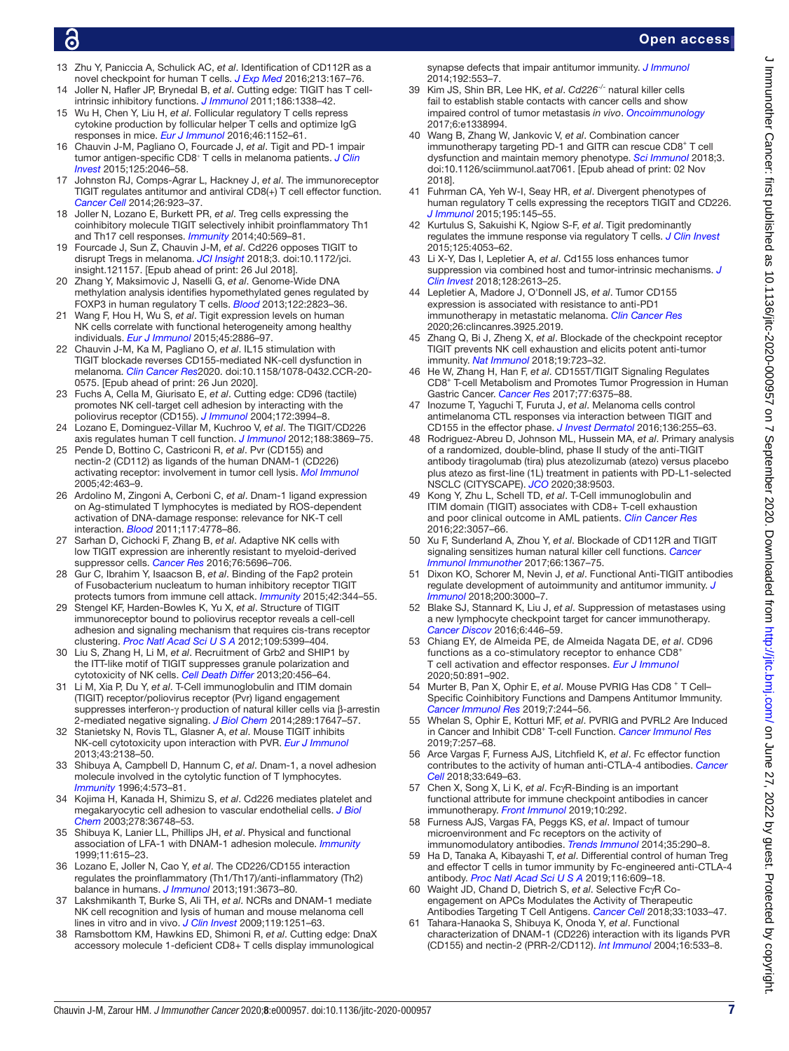13 Zhu Y, Paniccia A, Schulick AC, *et al*. Identification of CD112R as a novel checkpoint for human T cells. *J Exp Med* 2016;213:167–76.
14 Joller N, Hafler JP, Brynedal B, *et al*. Cutting edge: TIGIT has T cell-intrinsic inhibitory functions. *J Immunol* 2011;186:1338–42.
15 Wu H, Chen Y, Liu H, *et al*. Follicular regulatory T cells repress cytokine production by follicular helper T cells and optimize IgG responses in mice. *Eur J Immunol* 2016;46:1152–61.
16 Chauvin J-M, Pagliano O, Fourcade J, *et al*. Tigit and PD-1 impair tumor antigen-specific CD8+ T cells in melanoma patients. *J Clin Invest* 2015;125:2046–58.
17 Johnston RJ, Comps-Agrar L, Hackney J, *et al*. The immunoreceptor TIGIT regulates antitumor and antiviral CD8(+) T cell effector function. *Cancer Cell* 2014;26:923–37.
18 Joller N, Lozano E, Burkett PR, *et al*. Treg cells expressing the coinhibitory molecule TIGIT selectively inhibit proinflammatory Th1 and Th17 cell responses. *Immunity* 2014;40:569–81.
19 Fourcade J, Sun Z, Chauvin J-M, *et al*. Cd226 opposes TIGIT to disrupt Tregs in melanoma. *JCI Insight* 2018;3. doi:10.1172/jci.insight.121157. [Epub ahead of print: 26 Jul 2018].
20 Zhang Y, Maksimovic J, Naselli G, *et al*. Genome-Wide DNA methylation analysis identifies hypomethylated genes regulated by FOXP3 in human regulatory T cells. *Blood* 2013;122:2823–36.
21 Wang F, Hou H, Wu S, *et al*. Tigit expression levels on human NK cells correlate with functional heterogeneity among healthy individuals. *Eur J Immunol* 2015;45:2886–97.
22 Chauvin J-M, Ka M, Pagliano O, *et al*. IL15 stimulation with TIGIT blockade reverses CD155-mediated NK-cell dysfunction in melanoma. *Clin Cancer Res*2020. doi:10.1158/1078-0432.CCR-20-0575. [Epub ahead of print: 26 Jun 2020].
23 Fuchs A, Cella M, Giurisato E, *et al*. Cutting edge: CD96 (tactile) promotes NK cell-target cell adhesion by interacting with the poliovirus receptor (CD155). *J Immunol* 2004;172:3994–8.
24 Lozano E, Dominguez-Villar M, Kuchroo V, *et al*. The TIGIT/CD226 axis regulates human T cell function. *J Immunol* 2012;188:3869–75.
25 Pende D, Bottino C, Castriconi R, *et al*. Pvr (CD155) and nectin-2 (CD112) as ligands of the human DNAM-1 (CD226) activating receptor: involvement in tumor cell lysis. *Mol Immunol* 2005;42:463–9.
26 Ardolino M, Zingoni A, Cerboni C, *et al*. Dnam-1 ligand expression on Ag-stimulated T lymphocytes is mediated by ROS-dependent activation of DNA-damage response: relevance for NK-T cell interaction. *Blood* 2011;117:4778–86.
27 Sarhan D, Cichocki F, Zhang B, *et al*. Adaptive NK cells with low TIGIT expression are inherently resistant to myeloid-derived suppressor cells. *Cancer Res* 2016;76:5696–706.
28 Gur C, Ibrahim Y, Isaacson B, *et al*. Binding of the Fap2 protein of Fusobacterium nucleatum to human inhibitory receptor TIGIT protects tumors from immune cell attack. *Immunity* 2015;42:344–55.
29 Stengel KF, Harden-Bowles K, Yu X, *et al*. Structure of TIGIT immunoreceptor bound to poliovirus receptor reveals a cell-cell adhesion and signaling mechanism that requires cis-trans receptor clustering. *Proc Natl Acad Sci U S A* 2012;109:5399–404.
30 Liu S, Zhang H, Li M, *et al*. Recruitment of Grb2 and SHIP1 by the ITT-like motif of TIGIT suppresses granule polarization and cytotoxicity of NK cells. *Cell Death Differ* 2013;20:456–64.
31 Li M, Xia P, Du Y, *et al*. T-Cell immunoglobulin and ITIM domain (TIGIT) receptor/poliovirus receptor (Pvr) ligand engagement suppresses interferon-γ production of natural killer cells via β-arrestin 2-mediated negative signaling. *J Biol Chem* 2014;289:17647–57.
32 Stanietsky N, Rovis TL, Glasner A, *et al*. Mouse TIGIT inhibits NK-cell cytotoxicity upon interaction with PVR. *Eur J Immunol* 2013;43:2138–50.
33 Shibuya A, Campbell D, Hannum C, *et al*. Dnam-1, a novel adhesion molecule involved in the cytolytic function of T lymphocytes. *Immunity* 1996;4:573–81.
34 Kojima H, Kanada H, Shimizu S, *et al*. Cd226 mediates platelet and megakaryocytic cell adhesion to vascular endothelial cells. *J Biol Chem* 2003;278:36748–53.
35 Shibuya K, Lanier LL, Phillips JH, *et al*. Physical and functional association of LFA-1 with DNAM-1 adhesion molecule. *Immunity* 1999;11:615–23.
36 Lozano E, Joller N, Cao Y, *et al*. The CD226/CD155 interaction regulates the proinflammatory (Th1/Th17)/anti-inflammatory (Th2) balance in humans. *J Immunol* 2013;191:3673–80.
37 Lakshmikanth T, Burke S, Ali TH, *et al*. NCRs and DNAM-1 mediate NK cell recognition and lysis of human and mouse melanoma cell lines in vitro and in vivo. *J Clin Invest* 2009;119:1251–63.
38 Ramsbottom KM, Hawkins ED, Shimoni R, *et al*. Cutting edge: DnaX accessory molecule 1-deficient CD8+ T cells display immunological synapse defects that impair antitumor immunity. *J Immunol* 2014;192:553–7.
39 Kim JS, Shin BR, Lee HK, *et al*. *Cd226*$^{-/-}$ natural killer cells fail to establish stable contacts with cancer cells and show impaired control of tumor metastasis *in vivo*. *Oncoimmunology* 2017;6:e1338994.
40 Wang B, Zhang W, Jankovic V, *et al*. Combination cancer immunotherapy targeting PD-1 and GITR can rescue CD8+ T cell dysfunction and maintain memory phenotype. *Sci Immunol* 2018;3. doi:10.1126/sciimmunol.aat7061. [Epub ahead of print: 02 Nov 2018].
41 Fuhrman CA, Yeh W-I, Seay HR, *et al*. Divergent phenotypes of human regulatory T cells expressing the receptors TIGIT and CD226. *J Immunol* 2015;195:145–55.
42 Kurtulus S, Sakuishi K, Ngiow S-F, *et al*. Tigit predominantly regulates the immune response via regulatory T cells. *J Clin Invest* 2015;125:4053–62.
43 Li X-Y, Das I, Lepletier A, *et al*. Cd155 loss enhances tumor suppression via combined host and tumor-intrinsic mechanisms. *J Clin Invest* 2018;128:2613–25.
44 Lepletier A, Madore J, O'Donnell JS, *et al*. Tumor CD155 expression is associated with resistance to anti-PD1 immunotherapy in metastatic melanoma. *Clin Cancer Res* 2020;26:clincanres.3925.2019.
45 Zhang Q, Bi J, Zheng X, *et al*. Blockade of the checkpoint receptor TIGIT prevents NK cell exhaustion and elicits potent anti-tumor immunity. *Nat Immunol* 2018;19:723–32.
46 He W, Zhang H, Han F, *et al*. CD155T/TIGIT Signaling Regulates CD8+ T-cell Metabolism and Promotes Tumor Progression in Human Gastric Cancer. *Cancer Res* 2017;77:6375–88.
47 Inozume T, Yaguchi T, Furuta J, *et al*. Melanoma cells control antimelanoma CTL responses via interaction between TIGIT and CD155 in the effector phase. *J Invest Dermatol* 2016;136:255–63.
48 Rodriguez-Abreu D, Johnson ML, Hussein MA, *et al*. Primary analysis of a randomized, double-blind, phase II study of the anti-TIGIT antibody tiragolumab (tira) plus atezolizumab (atezo) versus placebo plus atezo as first-line (1L) treatment in patients with PD-L1-selected NSCLC (CITYSCAPE). *JCO* 2020;38:9503.
49 Kong Y, Zhu L, Schell TD, *et al*. T-Cell immunoglobulin and ITIM domain (TIGIT) associates with CD8+ T-cell exhaustion and poor clinical outcome in AML patients. *Clin Cancer Res* 2016;22:3057–66.
50 Xu F, Sunderland A, Zhou Y, *et al*. Blockade of CD112R and TIGIT signaling sensitizes human natural killer cell functions. *Cancer Immunol Immunother* 2017;66:1367–75.
51 Dixon KO, Schorer M, Nevin J, *et al*. Functional Anti-TIGIT antibodies regulate development of autoimmunity and antitumor immunity. *J Immunol* 2018;200:3000–7.
52 Blake SJ, Stannard K, Liu J, *et al*. Suppression of metastases using a new lymphocyte checkpoint target for cancer immunotherapy. *Cancer Discov* 2016;6:446–59.
53 Chiang EY, de Almeida PE, de Almeida Nagata DE, *et al*. CD96 functions as a co-stimulatory receptor to enhance CD8+ T cell activation and effector responses. *Eur J Immunol* 2020;50:891–902.
54 Murter B, Pan X, Ophir E, *et al*. Mouse PVRIG Has CD8 + T Cell–Specific Coinhibitory Functions and Dampens Antitumor Immunity. *Cancer Immunol Res* 2019;7:244–56.
55 Whelan S, Ophir E, Kotturi MF, *et al*. PVRIG and PVRL2 Are Induced in Cancer and Inhibit CD8+ T-cell Function. *Cancer Immunol Res* 2019;7:257–68.
56 Arce Vargas F, Furness AJS, Litchfield K, *et al*. Fc effector function contributes to the activity of human anti-CTLA-4 antibodies. *Cancer Cell* 2018;33:649–63.
57 Chen X, Song X, Li K, *et al*. FcγR-Binding is an important functional attribute for immune checkpoint antibodies in cancer immunotherapy. *Front Immunol* 2019;10:292.
58 Furness AJS, Vargas FA, Peggs KS, *et al*. Impact of tumour microenvironment and Fc receptors on the activity of immunomodulatory antibodies. *Trends Immunol* 2014;35:290–8.
59 Ha D, Tanaka A, Kibayashi T, *et al*. Differential control of human Treg and effector T cells in tumor immunity by Fc-engineered anti-CTLA-4 antibody. *Proc Natl Acad Sci U S A* 2019;116:609–18.
60 Waight JD, Chand D, Dietrich S, *et al*. Selective FcγR Co-engagement on APCs Modulates the Activity of Therapeutic Antibodies Targeting T Cell Antigens. *Cancer Cell* 2018;33:1033–47.
61 Tahara-Hanaoka S, Shibuya K, Onoda Y, *et al*. Functional characterization of DNAM-1 (CD226) interaction with its ligands PVR (CD155) and nectin-2 (PRR-2/CD112). *Int Immunol* 2004;16:533–8.